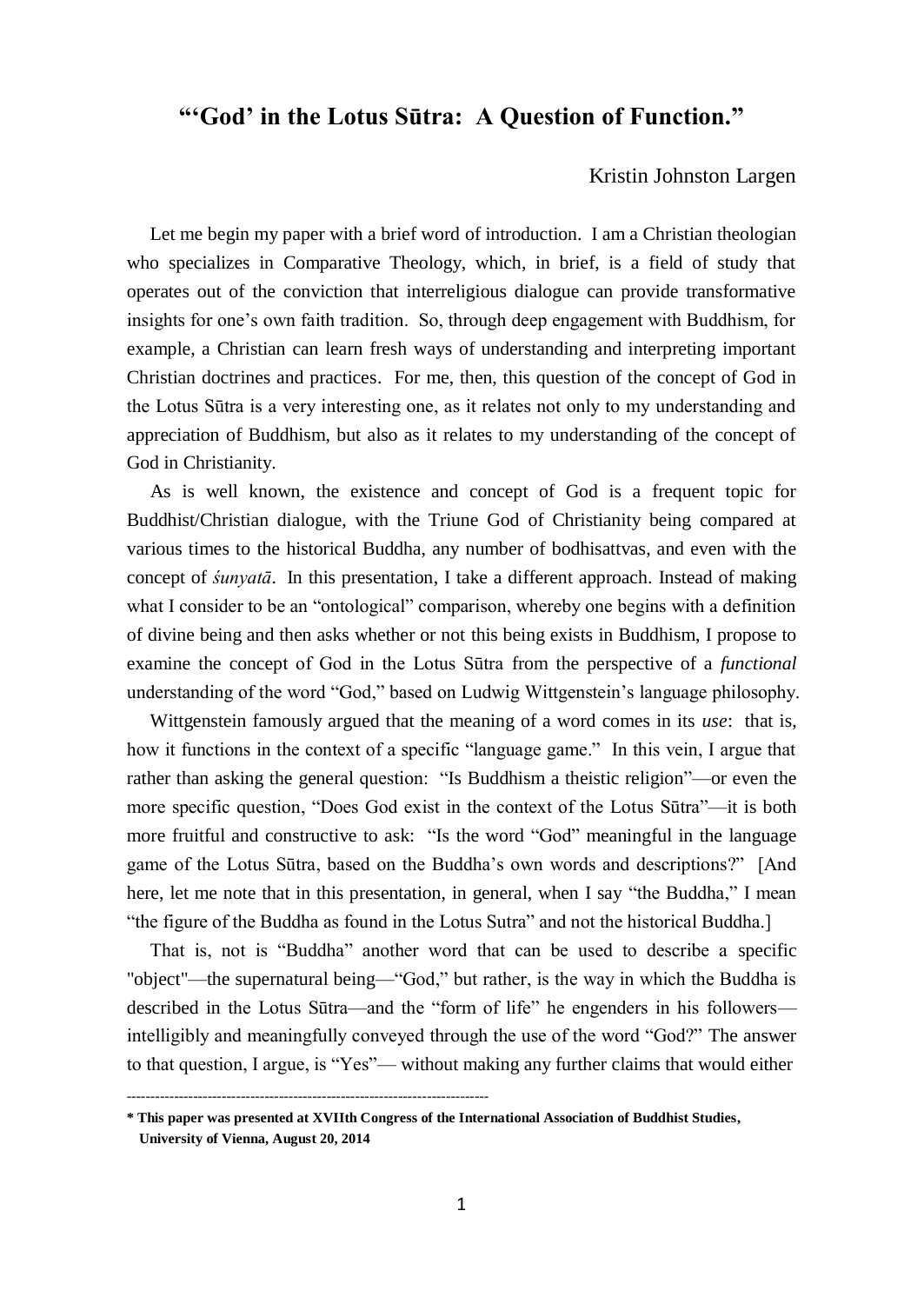# "'God' in the Lotus Sūtra: A Question of Function."

Kristin Johnston Largen

Let me begin my paper with a brief word of introduction. I am a Christian theologian who specializes in Comparative Theology, which, in brief, is a field of study that operates out of the conviction that interreligious dialogue can provide transformative insights for one's own faith tradition. So, through deep engagement with Buddhism, for example, a Christian can learn fresh ways of understanding and interpreting important Christian doctrines and practices. For me, then, this question of the concept of God in the Lotus Sūtra is a very interesting one, as it relates not only to my understanding and appreciation of Buddhism, but also as it relates to my understanding of the concept of God in Christianity.

As is well known, the existence and concept of God is a frequent topic for Buddhist/Christian dialogue, with the Triune God of Christianity being compared at various times to the historical Buddha, any number of bodhisattvas, and even with the concept of *śunyatā*. In this presentation, I take a different approach. Instead of making what I consider to be an "ontological" comparison, whereby one begins with a definition of divine being and then asks whether or not this being exists in Buddhism, I propose to examine the concept of God in the Lotus Sūtra from the perspective of a *functional* understanding of the word "God," based on Ludwig Wittgenstein's language philosophy.

Wittgenstein famously argued that the meaning of a word comes in its *use*: that is, how it functions in the context of a specific "language game." In this vein, I argue that rather than asking the general question: "Is Buddhism a theistic religion"—or even the more specific question, "Does God exist in the context of the Lotus Sūtra"—it is both more fruitful and constructive to ask: "Is the word "God" meaningful in the language game of the Lotus Sūtra, based on the Buddha's own words and descriptions?" [And here, let me note that in this presentation, in general, when I say "the Buddha," I mean "the figure of the Buddha as found in the Lotus Sutra" and not the historical Buddha.]

That is, not is "Buddha" another word that can be used to describe a specific "object"—the supernatural being—"God," but rather, is the way in which the Buddha is described in the Lotus Sūtra—and the "form of life" he engenders in his followers—intelligibly and meaningfully conveyed through the use of the word "God?" The answer to that question, I argue, is "Yes"— without making any further claims that would either

---

**\* This paper was presented at XVIIth Congress of the International Association of Buddhist Studies, University of Vienna, August 20, 2014**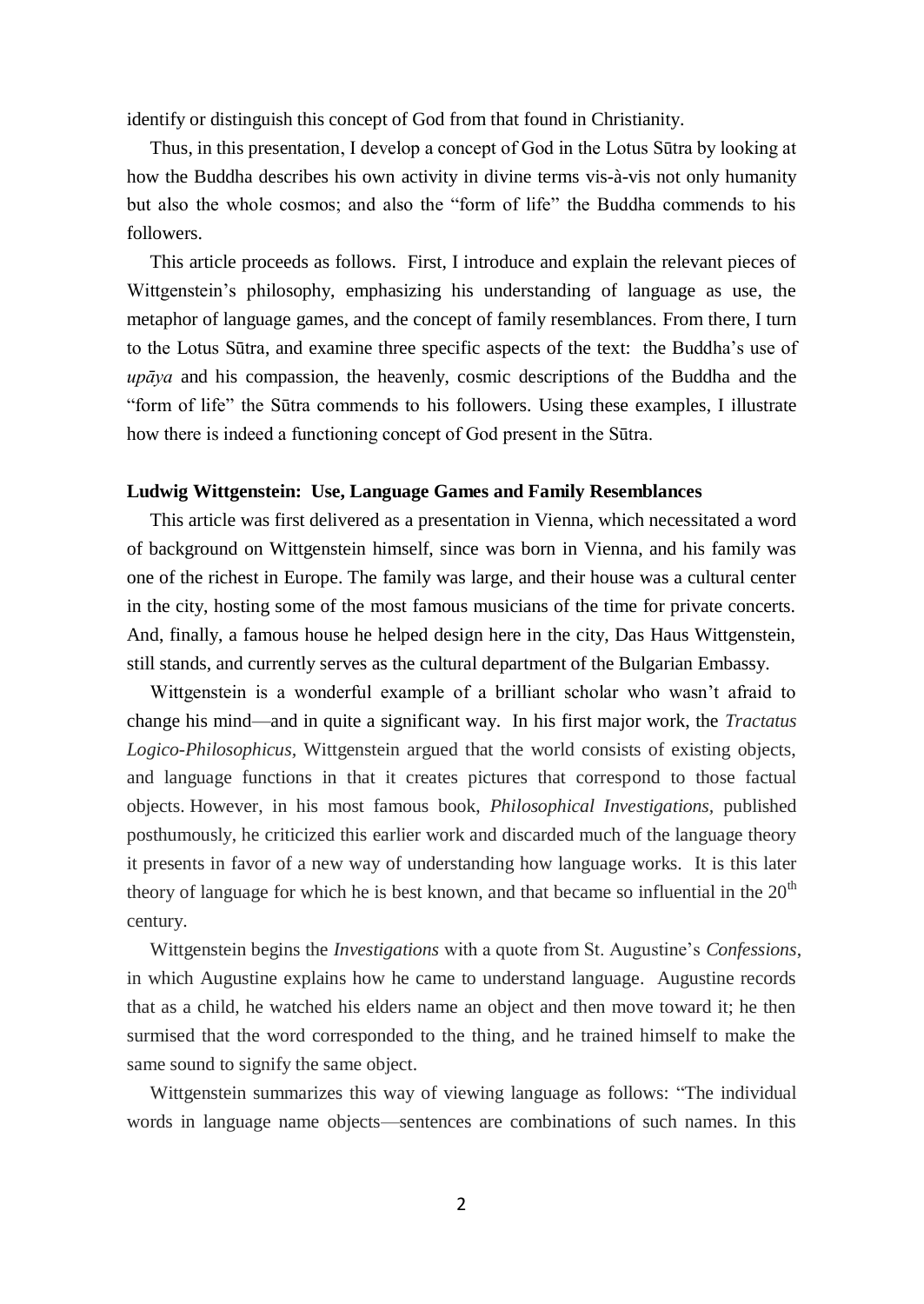identify or distinguish this concept of God from that found in Christianity.

Thus, in this presentation, I develop a concept of God in the Lotus Sūtra by looking at how the Buddha describes his own activity in divine terms vis-à-vis not only humanity but also the whole cosmos; and also the "form of life" the Buddha commends to his followers.

This article proceeds as follows. First, I introduce and explain the relevant pieces of Wittgenstein's philosophy, emphasizing his understanding of language as use, the metaphor of language games, and the concept of family resemblances. From there, I turn to the Lotus Sūtra, and examine three specific aspects of the text: the Buddha's use of *upāya* and his compassion, the heavenly, cosmic descriptions of the Buddha and the "form of life" the Sūtra commends to his followers. Using these examples, I illustrate how there is indeed a functioning concept of God present in the Sūtra.

**Ludwig Wittgenstein: Use, Language Games and Family Resemblances**

This article was first delivered as a presentation in Vienna, which necessitated a word of background on Wittgenstein himself, since was born in Vienna, and his family was one of the richest in Europe. The family was large, and their house was a cultural center in the city, hosting some of the most famous musicians of the time for private concerts. And, finally, a famous house he helped design here in the city, Das Haus Wittgenstein, still stands, and currently serves as the cultural department of the Bulgarian Embassy.

Wittgenstein is a wonderful example of a brilliant scholar who wasn't afraid to change his mind—and in quite a significant way. In his first major work, the *Tractatus Logico-Philosophicus*, Wittgenstein argued that the world consists of existing objects, and language functions in that it creates pictures that correspond to those factual objects. However, in his most famous book, *Philosophical Investigations*, published posthumously, he criticized this earlier work and discarded much of the language theory it presents in favor of a new way of understanding how language works. It is this later theory of language for which he is best known, and that became so influential in the 20th century.

Wittgenstein begins the *Investigations* with a quote from St. Augustine's *Confessions*, in which Augustine explains how he came to understand language. Augustine records that as a child, he watched his elders name an object and then move toward it; he then surmised that the word corresponded to the thing, and he trained himself to make the same sound to signify the same object.

Wittgenstein summarizes this way of viewing language as follows: "The individual words in language name objects—sentences are combinations of such names. In this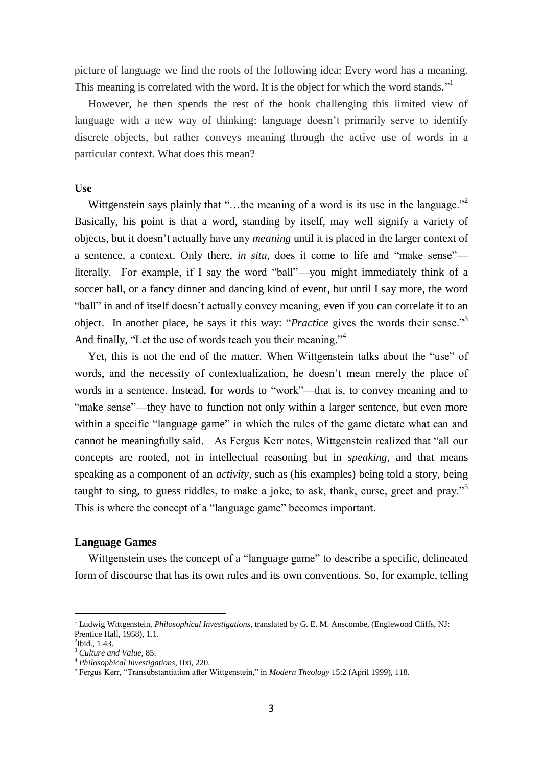picture of language we find the roots of the following idea: Every word has a meaning. This meaning is correlated with the word. It is the object for which the word stands."[1]

However, he then spends the rest of the book challenging this limited view of language with a new way of thinking: language doesn't primarily serve to identify discrete objects, but rather conveys meaning through the active use of words in a particular context. What does this mean?

**Use**

Wittgenstein says plainly that "…the meaning of a word is its use in the language."[2] Basically, his point is that a word, standing by itself, may well signify a variety of objects, but it doesn't actually have any *meaning* until it is placed in the larger context of a sentence, a context. Only there, *in situ,* does it come to life and "make sense"—literally. For example, if I say the word "ball"—you might immediately think of a soccer ball, or a fancy dinner and dancing kind of event, but until I say more, the word "ball" in and of itself doesn't actually convey meaning, even if you can correlate it to an object. In another place, he says it this way: "*Practice* gives the words their sense."[3] And finally, "Let the use of words teach you their meaning."[4]

Yet, this is not the end of the matter. When Wittgenstein talks about the "use" of words, and the necessity of contextualization, he doesn't mean merely the place of words in a sentence. Instead, for words to "work"—that is, to convey meaning and to "make sense"—they have to function not only within a larger sentence, but even more within a specific "language game" in which the rules of the game dictate what can and cannot be meaningfully said. As Fergus Kerr notes, Wittgenstein realized that "all our concepts are rooted, not in intellectual reasoning but in *speaking*, and that means speaking as a component of an *activity*, such as (his examples) being told a story, being taught to sing, to guess riddles, to make a joke, to ask, thank, curse, greet and pray."[5] This is where the concept of a "language game" becomes important.

**Language Games**

Wittgenstein uses the concept of a "language game" to describe a specific, delineated form of discourse that has its own rules and its own conventions. So, for example, telling

---

[1] Ludwig Wittgenstein, *Philosophical Investigations,* translated by G. E. M. Anscombe, (Englewood Cliffs, NJ: Prentice Hall, 1958), 1.1.

[2] Ibid., 1.43.

[3] *Culture and Value,* 85.

[4] *Philosophical Investigations,* IIxi, 220.

[5] Fergus Kerr, "Transubstantiation after Wittgenstein," in *Modern Theology* 15:2 (April 1999), 118.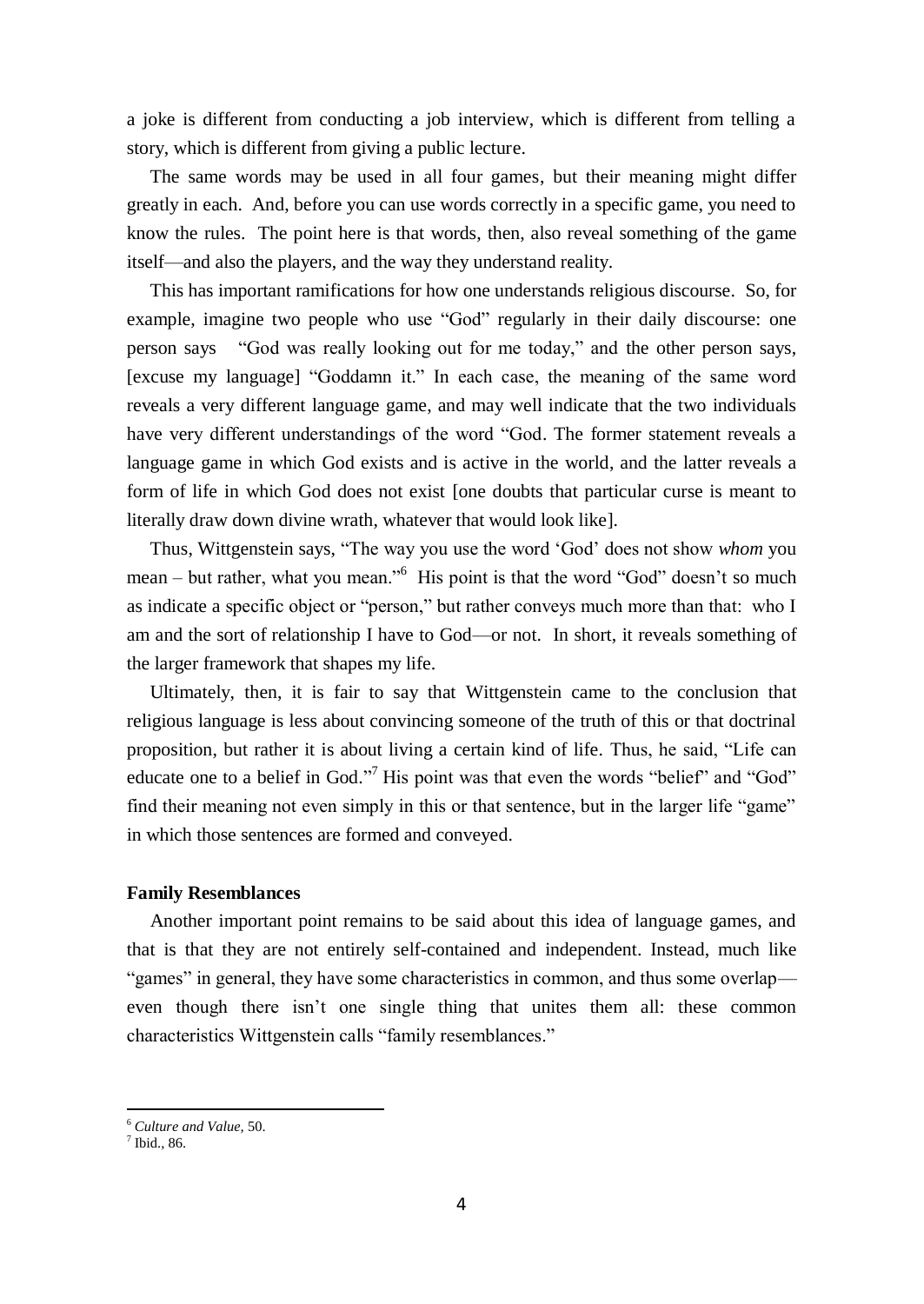a joke is different from conducting a job interview, which is different from telling a story, which is different from giving a public lecture.

The same words may be used in all four games, but their meaning might differ greatly in each. And, before you can use words correctly in a specific game, you need to know the rules. The point here is that words, then, also reveal something of the game itself—and also the players, and the way they understand reality.

This has important ramifications for how one understands religious discourse. So, for example, imagine two people who use "God" regularly in their daily discourse: one person says "God was really looking out for me today," and the other person says, [excuse my language] "Goddamn it." In each case, the meaning of the same word reveals a very different language game, and may well indicate that the two individuals have very different understandings of the word "God. The former statement reveals a language game in which God exists and is active in the world, and the latter reveals a form of life in which God does not exist [one doubts that particular curse is meant to literally draw down divine wrath, whatever that would look like].

Thus, Wittgenstein says, "The way you use the word 'God' does not show *whom* you mean – but rather, what you mean."[6] His point is that the word "God" doesn't so much as indicate a specific object or "person," but rather conveys much more than that: who I am and the sort of relationship I have to God—or not. In short, it reveals something of the larger framework that shapes my life.

Ultimately, then, it is fair to say that Wittgenstein came to the conclusion that religious language is less about convincing someone of the truth of this or that doctrinal proposition, but rather it is about living a certain kind of life. Thus, he said, "Life can educate one to a belief in God."[7] His point was that even the words "belief" and "God" find their meaning not even simply in this or that sentence, but in the larger life "game" in which those sentences are formed and conveyed.

**Family Resemblances**

Another important point remains to be said about this idea of language games, and that is that they are not entirely self-contained and independent. Instead, much like "games" in general, they have some characteristics in common, and thus some overlap—even though there isn't one single thing that unites them all: these common characteristics Wittgenstein calls "family resemblances."

[6] *Culture and Value*, 50.
[7] Ibid., 86.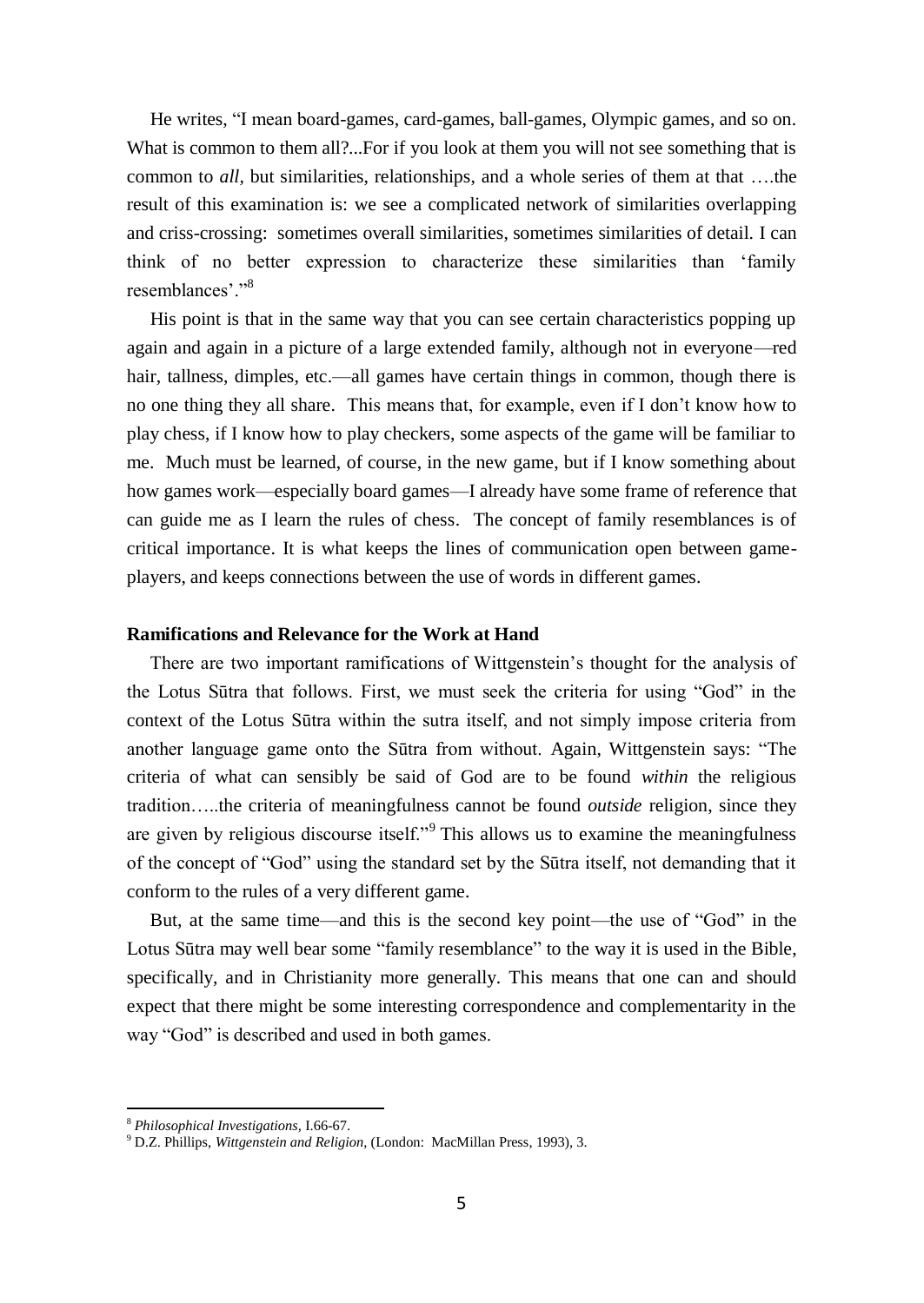He writes, "I mean board-games, card-games, ball-games, Olympic games, and so on. What is common to them all?...For if you look at them you will not see something that is common to *all*, but similarities, relationships, and a whole series of them at that ….the result of this examination is: we see a complicated network of similarities overlapping and criss-crossing: sometimes overall similarities, sometimes similarities of detail. I can think of no better expression to characterize these similarities than 'family resemblances'."[8]

His point is that in the same way that you can see certain characteristics popping up again and again in a picture of a large extended family, although not in everyone—red hair, tallness, dimples, etc.—all games have certain things in common, though there is no one thing they all share. This means that, for example, even if I don't know how to play chess, if I know how to play checkers, some aspects of the game will be familiar to me. Much must be learned, of course, in the new game, but if I know something about how games work—especially board games—I already have some frame of reference that can guide me as I learn the rules of chess. The concept of family resemblances is of critical importance. It is what keeps the lines of communication open between game-players, and keeps connections between the use of words in different games.

**Ramifications and Relevance for the Work at Hand**

There are two important ramifications of Wittgenstein's thought for the analysis of the Lotus Sūtra that follows. First, we must seek the criteria for using "God" in the context of the Lotus Sūtra within the sutra itself, and not simply impose criteria from another language game onto the Sūtra from without. Again, Wittgenstein says: "The criteria of what can sensibly be said of God are to be found *within* the religious tradition…..the criteria of meaningfulness cannot be found *outside* religion, since they are given by religious discourse itself."[9] This allows us to examine the meaningfulness of the concept of "God" using the standard set by the Sūtra itself, not demanding that it conform to the rules of a very different game.

But, at the same time—and this is the second key point—the use of "God" in the Lotus Sūtra may well bear some "family resemblance" to the way it is used in the Bible, specifically, and in Christianity more generally. This means that one can and should expect that there might be some interesting correspondence and complementarity in the way "God" is described and used in both games.

[8] *Philosophical Investigations*, I.66-67.

[9] D.Z. Phillips, *Wittgenstein and Religion*, (London: MacMillan Press, 1993), 3.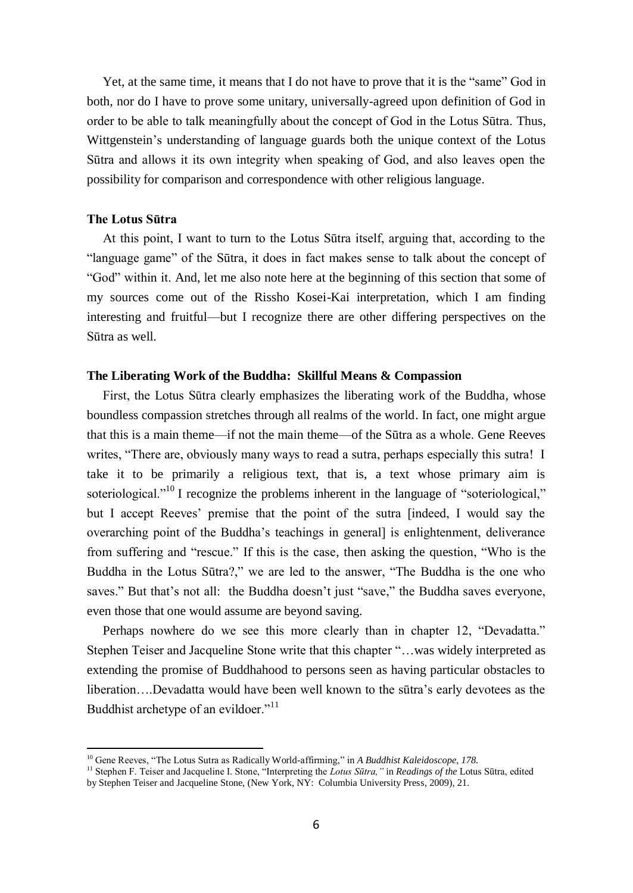Yet, at the same time, it means that I do not have to prove that it is the "same" God in both, nor do I have to prove some unitary, universally-agreed upon definition of God in order to be able to talk meaningfully about the concept of God in the Lotus Sūtra. Thus, Wittgenstein's understanding of language guards both the unique context of the Lotus Sūtra and allows it its own integrity when speaking of God, and also leaves open the possibility for comparison and correspondence with other religious language.

### The Lotus Sūtra

At this point, I want to turn to the Lotus Sūtra itself, arguing that, according to the "language game" of the Sūtra, it does in fact makes sense to talk about the concept of "God" within it. And, let me also note here at the beginning of this section that some of my sources come out of the Rissho Kosei-Kai interpretation, which I am finding interesting and fruitful—but I recognize there are other differing perspectives on the Sūtra as well.

### The Liberating Work of the Buddha: Skillful Means & Compassion

First, the Lotus Sūtra clearly emphasizes the liberating work of the Buddha, whose boundless compassion stretches through all realms of the world. In fact, one might argue that this is a main theme—if not the main theme—of the Sūtra as a whole. Gene Reeves writes, "There are, obviously many ways to read a sutra, perhaps especially this sutra! I take it to be primarily a religious text, that is, a text whose primary aim is soteriological."[10] I recognize the problems inherent in the language of "soteriological," but I accept Reeves' premise that the point of the sutra [indeed, I would say the overarching point of the Buddha's teachings in general] is enlightenment, deliverance from suffering and "rescue." If this is the case, then asking the question, "Who is the Buddha in the Lotus Sūtra?," we are led to the answer, "The Buddha is the one who saves." But that's not all: the Buddha doesn't just "save," the Buddha saves everyone, even those that one would assume are beyond saving.

Perhaps nowhere do we see this more clearly than in chapter 12, "Devadatta." Stephen Teiser and Jacqueline Stone write that this chapter "…was widely interpreted as extending the promise of Buddhahood to persons seen as having particular obstacles to liberation….Devadatta would have been well known to the sūtra's early devotees as the Buddhist archetype of an evildoer."[11]

---

[10] Gene Reeves, "The Lotus Sutra as Radically World-affirming," in *A Buddhist Kaleidoscope, 178.*

[11] Stephen F. Teiser and Jacqueline I. Stone, "Interpreting the *Lotus Sūtra,"* in *Readings of the* Lotus Sūtra, edited by Stephen Teiser and Jacqueline Stone, (New York, NY: Columbia University Press, 2009), 21.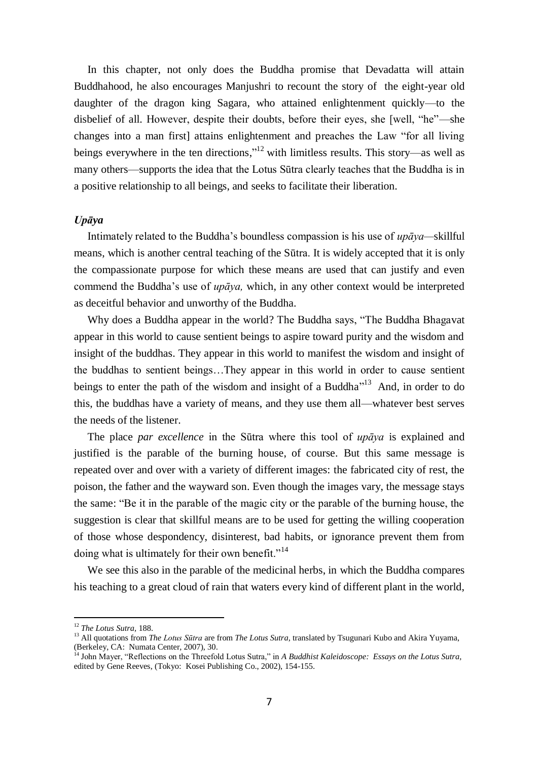In this chapter, not only does the Buddha promise that Devadatta will attain Buddhahood, he also encourages Manjushri to recount the story of the eight-year old daughter of the dragon king Sagara, who attained enlightenment quickly—to the disbelief of all. However, despite their doubts, before their eyes, she [well, "he"—she changes into a man first] attains enlightenment and preaches the Law "for all living beings everywhere in the ten directions,"[12] with limitless results. This story—as well as many others—supports the idea that the Lotus Sūtra clearly teaches that the Buddha is in a positive relationship to all beings, and seeks to facilitate their liberation.

### *Upāya*

Intimately related to the Buddha's boundless compassion is his use of *upāya*—skillful means, which is another central teaching of the Sūtra. It is widely accepted that it is only the compassionate purpose for which these means are used that can justify and even commend the Buddha's use of *upāya,* which, in any other context would be interpreted as deceitful behavior and unworthy of the Buddha.

Why does a Buddha appear in the world? The Buddha says, "The Buddha Bhagavat appear in this world to cause sentient beings to aspire toward purity and the wisdom and insight of the buddhas. They appear in this world to manifest the wisdom and insight of the buddhas to sentient beings…They appear in this world in order to cause sentient beings to enter the path of the wisdom and insight of a Buddha"[13] And, in order to do this, the buddhas have a variety of means, and they use them all—whatever best serves the needs of the listener.

The place *par excellence* in the Sūtra where this tool of *upāya* is explained and justified is the parable of the burning house, of course. But this same message is repeated over and over with a variety of different images: the fabricated city of rest, the poison, the father and the wayward son. Even though the images vary, the message stays the same: "Be it in the parable of the magic city or the parable of the burning house, the suggestion is clear that skillful means are to be used for getting the willing cooperation of those whose despondency, disinterest, bad habits, or ignorance prevent them from doing what is ultimately for their own benefit."[14]

We see this also in the parable of the medicinal herbs, in which the Buddha compares his teaching to a great cloud of rain that waters every kind of different plant in the world,

---

[12] *The Lotus Sutra*, 188.

[13] All quotations from *The Lotus Sūtra* are from *The Lotus Sutra,* translated by Tsugunari Kubo and Akira Yuyama, (Berkeley, CA: Numata Center, 2007), 30.

[14] John Mayer, "Reflections on the Threefold Lotus Sutra," in *A Buddhist Kaleidoscope: Essays on the Lotus Sutra,* edited by Gene Reeves, (Tokyo: Kosei Publishing Co., 2002), 154-155.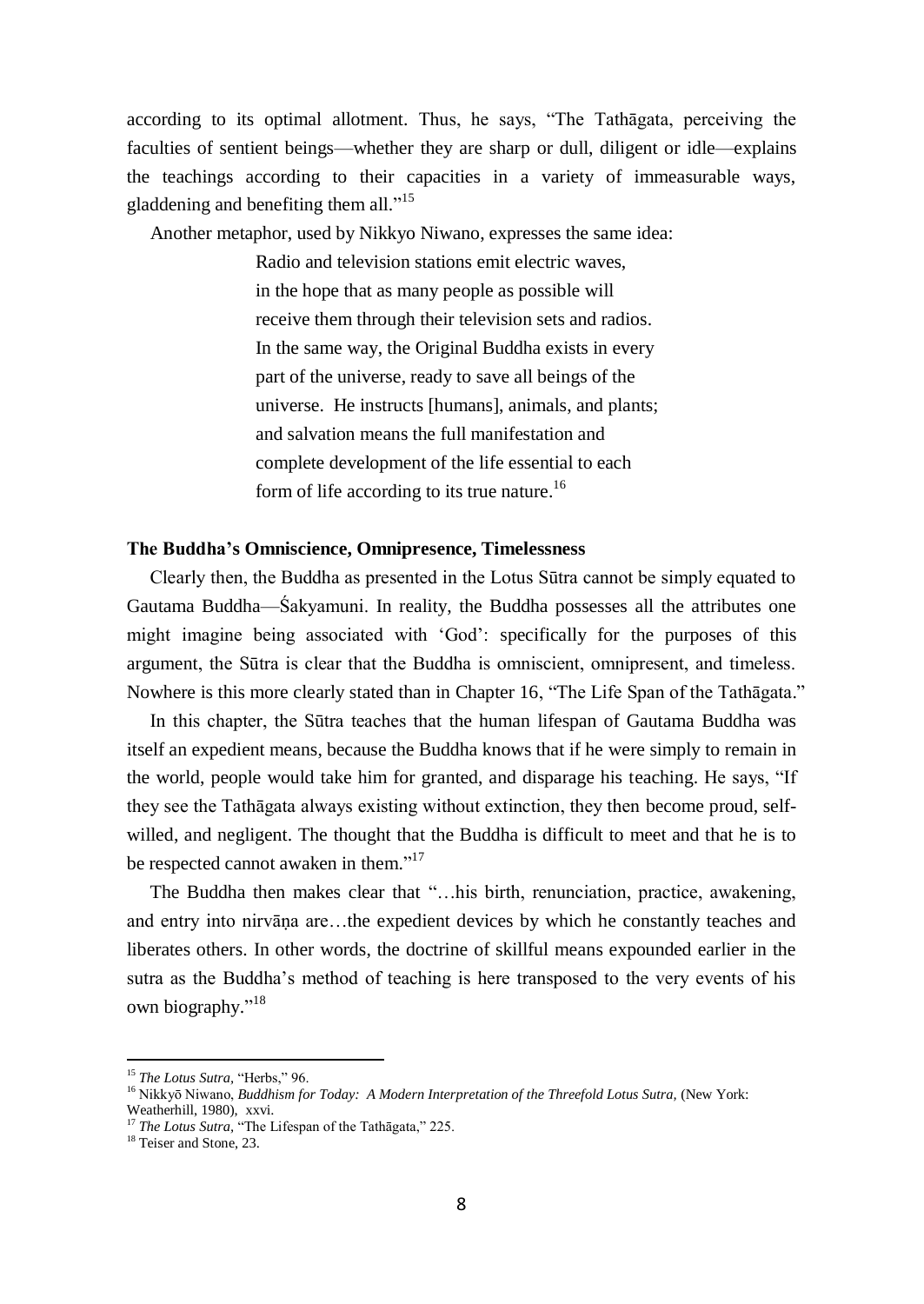according to its optimal allotment. Thus, he says, "The Tathāgata, perceiving the faculties of sentient beings—whether they are sharp or dull, diligent or idle—explains the teachings according to their capacities in a variety of immeasurable ways, gladdening and benefiting them all."[15]

Another metaphor, used by Nikkyo Niwano, expresses the same idea:

> Radio and television stations emit electric waves,
> in the hope that as many people as possible will
> receive them through their television sets and radios.
> In the same way, the Original Buddha exists in every
> part of the universe, ready to save all beings of the
> universe. He instructs [humans], animals, and plants;
> and salvation means the full manifestation and
> complete development of the life essential to each
> form of life according to its true nature.[16]

### The Buddha's Omniscience, Omnipresence, Timelessness

Clearly then, the Buddha as presented in the Lotus Sūtra cannot be simply equated to Gautama Buddha—Śakyamuni. In reality, the Buddha possesses all the attributes one might imagine being associated with 'God': specifically for the purposes of this argument, the Sūtra is clear that the Buddha is omniscient, omnipresent, and timeless. Nowhere is this more clearly stated than in Chapter 16, "The Life Span of the Tathāgata."

In this chapter, the Sūtra teaches that the human lifespan of Gautama Buddha was itself an expedient means, because the Buddha knows that if he were simply to remain in the world, people would take him for granted, and disparage his teaching. He says, "If they see the Tathāgata always existing without extinction, they then become proud, self-willed, and negligent. The thought that the Buddha is difficult to meet and that he is to be respected cannot awaken in them."[17]

The Buddha then makes clear that "…his birth, renunciation, practice, awakening, and entry into nirvāṇa are…the expedient devices by which he constantly teaches and liberates others. In other words, the doctrine of skillful means expounded earlier in the sutra as the Buddha's method of teaching is here transposed to the very events of his own biography."[18]

---

[15] *The Lotus Sutra*, "Herbs," 96.

[16] Nikkyō Niwano, *Buddhism for Today: A Modern Interpretation of the Threefold Lotus Sutra*, (New York: Weatherhill, 1980), xxvi.

[17] *The Lotus Sutra*, "The Lifespan of the Tathāgata," 225.

[18] Teiser and Stone, 23.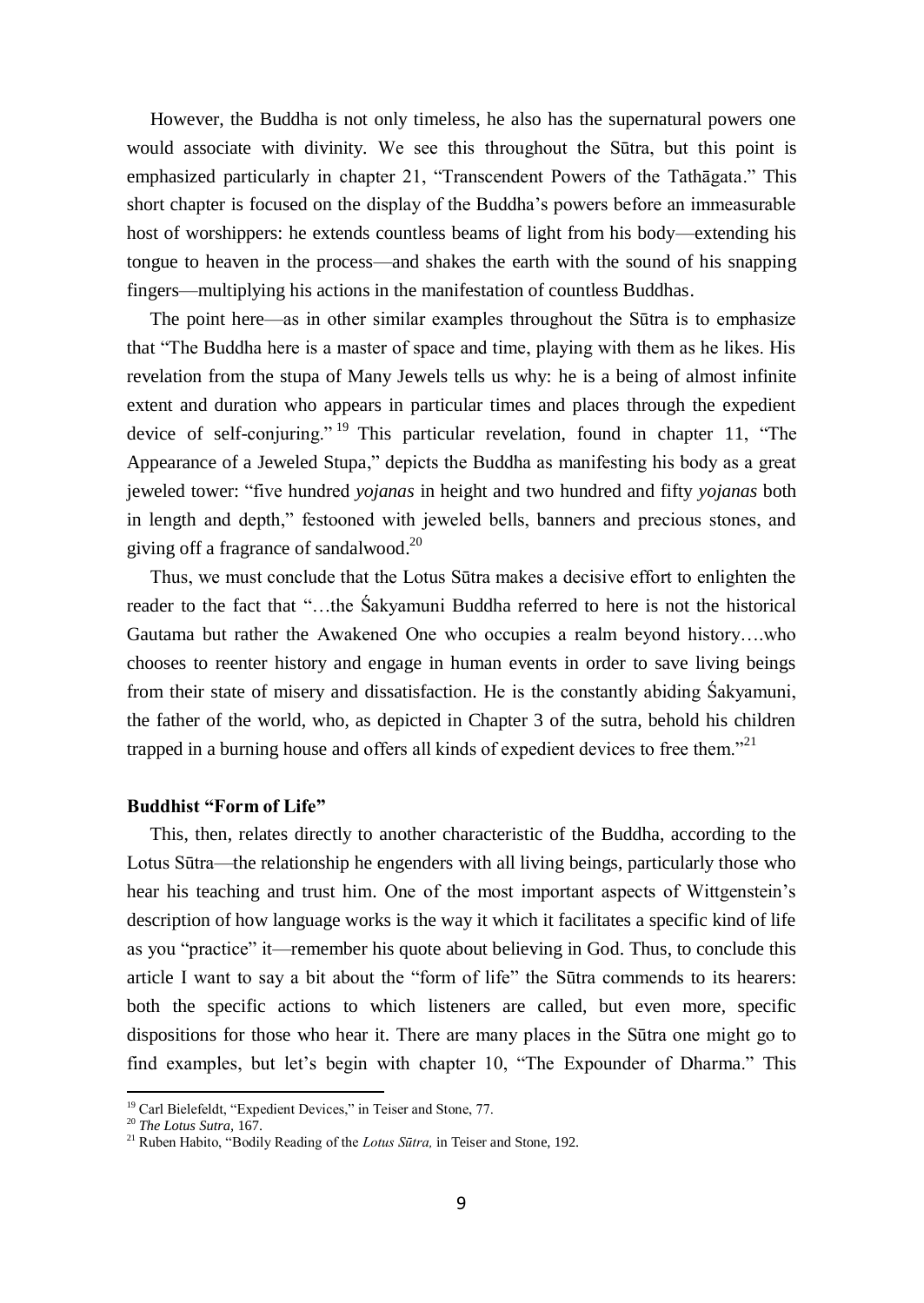However, the Buddha is not only timeless, he also has the supernatural powers one would associate with divinity. We see this throughout the Sūtra, but this point is emphasized particularly in chapter 21, "Transcendent Powers of the Tathāgata." This short chapter is focused on the display of the Buddha's powers before an immeasurable host of worshippers: he extends countless beams of light from his body—extending his tongue to heaven in the process—and shakes the earth with the sound of his snapping fingers—multiplying his actions in the manifestation of countless Buddhas.

The point here—as in other similar examples throughout the Sūtra is to emphasize that "The Buddha here is a master of space and time, playing with them as he likes. His revelation from the stupa of Many Jewels tells us why: he is a being of almost infinite extent and duration who appears in particular times and places through the expedient device of self-conjuring."[19] This particular revelation, found in chapter 11, "The Appearance of a Jeweled Stupa," depicts the Buddha as manifesting his body as a great jeweled tower: "five hundred *yojanas* in height and two hundred and fifty *yojanas* both in length and depth," festooned with jeweled bells, banners and precious stones, and giving off a fragrance of sandalwood.[20]

Thus, we must conclude that the Lotus Sūtra makes a decisive effort to enlighten the reader to the fact that "…the Śakyamuni Buddha referred to here is not the historical Gautama but rather the Awakened One who occupies a realm beyond history….who chooses to reenter history and engage in human events in order to save living beings from their state of misery and dissatisfaction. He is the constantly abiding Śakyamuni, the father of the world, who, as depicted in Chapter 3 of the sutra, behold his children trapped in a burning house and offers all kinds of expedient devices to free them."[21]

**Buddhist "Form of Life"**

This, then, relates directly to another characteristic of the Buddha, according to the Lotus Sūtra—the relationship he engenders with all living beings, particularly those who hear his teaching and trust him. One of the most important aspects of Wittgenstein's description of how language works is the way it which it facilitates a specific kind of life as you "practice" it—remember his quote about believing in God. Thus, to conclude this article I want to say a bit about the "form of life" the Sūtra commends to its hearers: both the specific actions to which listeners are called, but even more, specific dispositions for those who hear it. There are many places in the Sūtra one might go to find examples, but let's begin with chapter 10, "The Expounder of Dharma." This

[19] Carl Bielefeldt, "Expedient Devices," in Teiser and Stone, 77.

[20] *The Lotus Sutra*, 167.

[21] Ruben Habito, "Bodily Reading of the *Lotus Sūtra,* in Teiser and Stone, 192.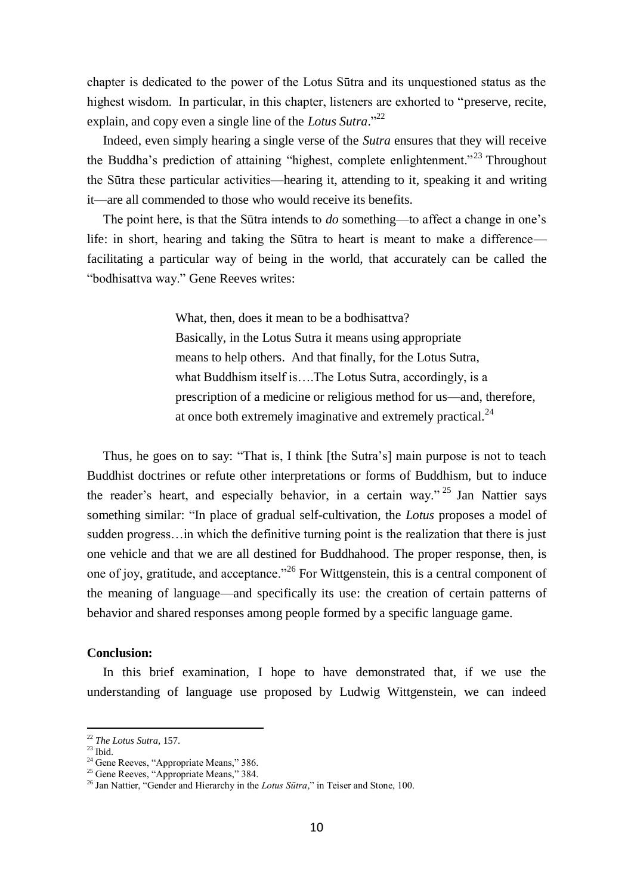chapter is dedicated to the power of the Lotus Sūtra and its unquestioned status as the highest wisdom. In particular, in this chapter, listeners are exhorted to "preserve, recite, explain, and copy even a single line of the *Lotus Sutra*."[22]

Indeed, even simply hearing a single verse of the *Sutra* ensures that they will receive the Buddha's prediction of attaining "highest, complete enlightenment."[23] Throughout the Sūtra these particular activities—hearing it, attending to it, speaking it and writing it—are all commended to those who would receive its benefits.

The point here, is that the Sūtra intends to *do* something—to affect a change in one's life: in short, hearing and taking the Sūtra to heart is meant to make a difference—facilitating a particular way of being in the world, that accurately can be called the "bodhisattva way." Gene Reeves writes:

> What, then, does it mean to be a bodhisattva?
> Basically, in the Lotus Sutra it means using appropriate means to help others. And that finally, for the Lotus Sutra, what Buddhism itself is….The Lotus Sutra, accordingly, is a prescription of a medicine or religious method for us—and, therefore, at once both extremely imaginative and extremely practical.[24]

Thus, he goes on to say: "That is, I think [the Sutra's] main purpose is not to teach Buddhist doctrines or refute other interpretations or forms of Buddhism, but to induce the reader's heart, and especially behavior, in a certain way."[25] Jan Nattier says something similar: "In place of gradual self-cultivation, the *Lotus* proposes a model of sudden progress…in which the definitive turning point is the realization that there is just one vehicle and that we are all destined for Buddhahood. The proper response, then, is one of joy, gratitude, and acceptance."[26] For Wittgenstein, this is a central component of the meaning of language—and specifically its use: the creation of certain patterns of behavior and shared responses among people formed by a specific language game.

**Conclusion:**

In this brief examination, I hope to have demonstrated that, if we use the understanding of language use proposed by Ludwig Wittgenstein, we can indeed

---

[22] *The Lotus Sutra*, 157.

[23] Ibid.

[24] Gene Reeves, "Appropriate Means," 386.

[25] Gene Reeves, "Appropriate Means," 384.

[26] Jan Nattier, "Gender and Hierarchy in the *Lotus Sūtra*," in Teiser and Stone, 100.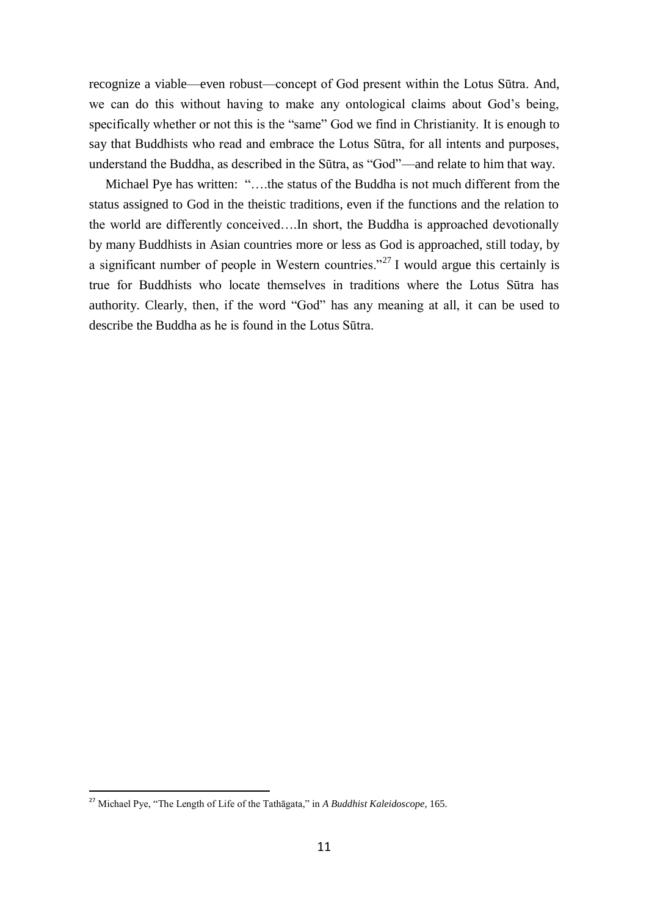recognize a viable—even robust—concept of God present within the Lotus Sūtra. And, we can do this without having to make any ontological claims about God's being, specifically whether or not this is the "same" God we find in Christianity. It is enough to say that Buddhists who read and embrace the Lotus Sūtra, for all intents and purposes, understand the Buddha, as described in the Sūtra, as "God"—and relate to him that way.

Michael Pye has written: "….the status of the Buddha is not much different from the status assigned to God in the theistic traditions, even if the functions and the relation to the world are differently conceived….In short, the Buddha is approached devotionally by many Buddhists in Asian countries more or less as God is approached, still today, by a significant number of people in Western countries."[27] I would argue this certainly is true for Buddhists who locate themselves in traditions where the Lotus Sūtra has authority. Clearly, then, if the word "God" has any meaning at all, it can be used to describe the Buddha as he is found in the Lotus Sūtra.

[27] Michael Pye, "The Length of Life of the Tathāgata," in *A Buddhist Kaleidoscope,* 165.